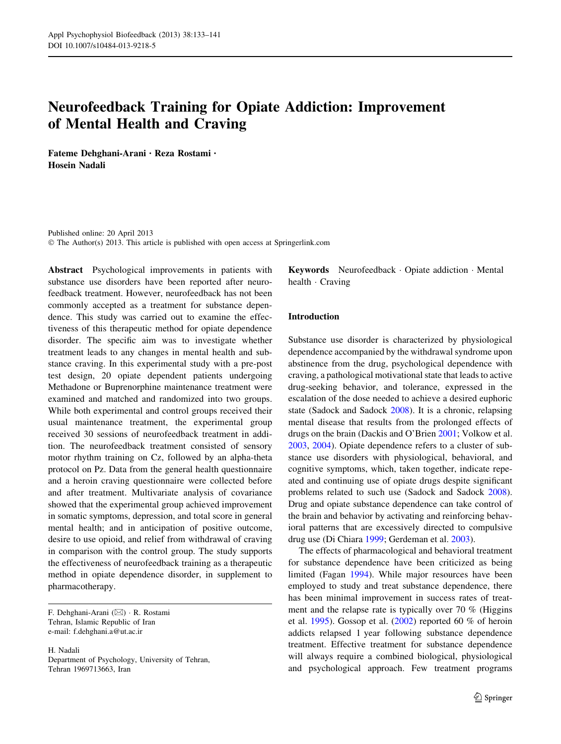# Neurofeedback Training for Opiate Addiction: Improvement of Mental Health and Craving

**Fateme Dehghani-Arani · Reza Rostami · Hosein Nadali**

Published online: 20 April 2013
© The Author(s) 2013. This article is published with open access at Springerlink.com

**Abstract** Psychological improvements in patients with substance use disorders have been reported after neurofeedback treatment. However, neurofeedback has not been commonly accepted as a treatment for substance dependence. This study was carried out to examine the effectiveness of this therapeutic method for opiate dependence disorder. The specific aim was to investigate whether treatment leads to any changes in mental health and substance craving. In this experimental study with a pre-post test design, 20 opiate dependent patients undergoing Methadone or Buprenorphine maintenance treatment were examined and matched and randomized into two groups. While both experimental and control groups received their usual maintenance treatment, the experimental group received 30 sessions of neurofeedback treatment in addition. The neurofeedback treatment consisted of sensory motor rhythm training on Cz, followed by an alpha-theta protocol on Pz. Data from the general health questionnaire and a heroin craving questionnaire were collected before and after treatment. Multivariate analysis of covariance showed that the experimental group achieved improvement in somatic symptoms, depression, and total score in general mental health; and in anticipation of positive outcome, desire to use opioid, and relief from withdrawal of craving in comparison with the control group. The study supports the effectiveness of neurofeedback training as a therapeutic method in opiate dependence disorder, in supplement to pharmacotherapy.

**Keywords** Neurofeedback · Opiate addiction · Mental health · Craving

F. Dehghani-Arani (✉) · R. Rostami
Tehran, Islamic Republic of Iran
e-mail: f.dehghani.a@ut.ac.ir

H. Nadali
Department of Psychology, University of Tehran, Tehran 1969713663, Iran

## Introduction

Substance use disorder is characterized by physiological dependence accompanied by the withdrawal syndrome upon abstinence from the drug, psychological dependence with craving, a pathological motivational state that leads to active drug-seeking behavior, and tolerance, expressed in the escalation of the dose needed to achieve a desired euphoric state (Sadock and Sadock 2008). It is a chronic, relapsing mental disease that results from the prolonged effects of drugs on the brain (Dackis and O'Brien 2001; Volkow et al. 2003, 2004). Opiate dependence refers to a cluster of substance use disorders with physiological, behavioral, and cognitive symptoms, which, taken together, indicate repeated and continuing use of opiate drugs despite significant problems related to such use (Sadock and Sadock 2008). Drug and opiate substance dependence can take control of the brain and behavior by activating and reinforcing behavioral patterns that are excessively directed to compulsive drug use (Di Chiara 1999; Gerdeman et al. 2003).

The effects of pharmacological and behavioral treatment for substance dependence have been criticized as being limited (Fagan 1994). While major resources have been employed to study and treat substance dependence, there has been minimal improvement in success rates of treatment and the relapse rate is typically over 70 % (Higgins et al. 1995). Gossop et al. (2002) reported 60 % of heroin addicts relapsed 1 year following substance dependence treatment. Effective treatment for substance dependence will always require a combined biological, physiological and psychological approach. Few treatment programs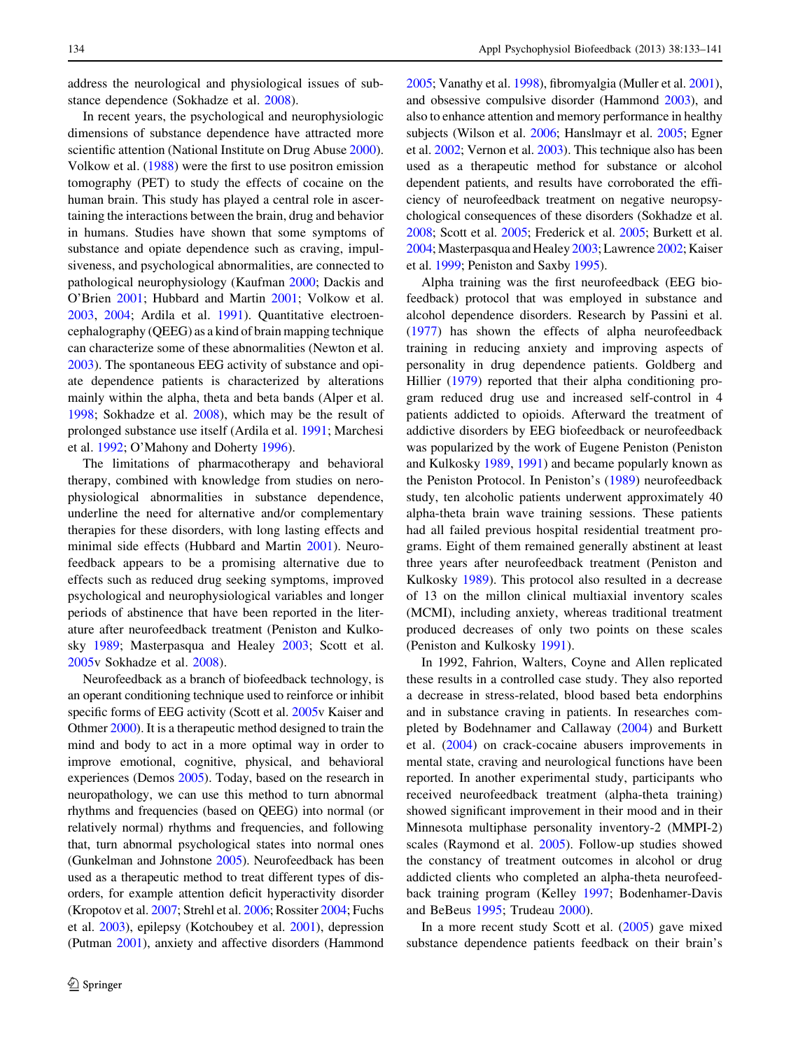address the neurological and physiological issues of substance dependence (Sokhadze et al. 2008).

In recent years, the psychological and neurophysiologic dimensions of substance dependence have attracted more scientific attention (National Institute on Drug Abuse 2000). Volkow et al. (1988) were the first to use positron emission tomography (PET) to study the effects of cocaine on the human brain. This study has played a central role in ascertaining the interactions between the brain, drug and behavior in humans. Studies have shown that some symptoms of substance and opiate dependence such as craving, impulsiveness, and psychological abnormalities, are connected to pathological neurophysiology (Kaufman 2000; Dackis and O'Brien 2001; Hubbard and Martin 2001; Volkow et al. 2003, 2004; Ardila et al. 1991). Quantitative electroencephalography (QEEG) as a kind of brain mapping technique can characterize some of these abnormalities (Newton et al. 2003). The spontaneous EEG activity of substance and opiate dependence patients is characterized by alterations mainly within the alpha, theta and beta bands (Alper et al. 1998; Sokhadze et al. 2008), which may be the result of prolonged substance use itself (Ardila et al. 1991; Marchesi et al. 1992; O'Mahony and Doherty 1996).

The limitations of pharmacotherapy and behavioral therapy, combined with knowledge from studies on nerophysiological abnormalities in substance dependence, underline the need for alternative and/or complementary therapies for these disorders, with long lasting effects and minimal side effects (Hubbard and Martin 2001). Neurofeedback appears to be a promising alternative due to effects such as reduced drug seeking symptoms, improved psychological and neurophysiological variables and longer periods of abstinence that have been reported in the literature after neurofeedback treatment (Peniston and Kulkosky 1989; Masterpasqua and Healey 2003; Scott et al. 2005v Sokhadze et al. 2008).

Neurofeedback as a branch of biofeedback technology, is an operant conditioning technique used to reinforce or inhibit specific forms of EEG activity (Scott et al. 2005v Kaiser and Othmer 2000). It is a therapeutic method designed to train the mind and body to act in a more optimal way in order to improve emotional, cognitive, physical, and behavioral experiences (Demos 2005). Today, based on the research in neuropathology, we can use this method to turn abnormal rhythms and frequencies (based on QEEG) into normal (or relatively normal) rhythms and frequencies, and following that, turn abnormal psychological states into normal ones (Gunkelman and Johnstone 2005). Neurofeedback has been used as a therapeutic method to treat different types of disorders, for example attention deficit hyperactivity disorder (Kropotov et al. 2007; Strehl et al. 2006; Rossiter 2004; Fuchs et al. 2003), epilepsy (Kotchoubey et al. 2001), depression (Putman 2001), anxiety and affective disorders (Hammond 2005; Vanathy et al. 1998), fibromyalgia (Muller et al. 2001), and obsessive compulsive disorder (Hammond 2003), and also to enhance attention and memory performance in healthy subjects (Wilson et al. 2006; Hanslmayr et al. 2005; Egner et al. 2002; Vernon et al. 2003). This technique also has been used as a therapeutic method for substance or alcohol dependent patients, and results have corroborated the efficiency of neurofeedback treatment on negative neuropsychological consequences of these disorders (Sokhadze et al. 2008; Scott et al. 2005; Frederick et al. 2005; Burkett et al. 2004; Masterpasqua and Healey 2003; Lawrence 2002; Kaiser et al. 1999; Peniston and Saxby 1995).

Alpha training was the first neurofeedback (EEG biofeedback) protocol that was employed in substance and alcohol dependence disorders. Research by Passini et al. (1977) has shown the effects of alpha neurofeedback training in reducing anxiety and improving aspects of personality in drug dependence patients. Goldberg and Hillier (1979) reported that their alpha conditioning program reduced drug use and increased self-control in 4 patients addicted to opioids. Afterward the treatment of addictive disorders by EEG biofeedback or neurofeedback was popularized by the work of Eugene Peniston (Peniston and Kulkosky 1989, 1991) and became popularly known as the Peniston Protocol. In Peniston's (1989) neurofeedback study, ten alcoholic patients underwent approximately 40 alpha-theta brain wave training sessions. These patients had all failed previous hospital residential treatment programs. Eight of them remained generally abstinent at least three years after neurofeedback treatment (Peniston and Kulkosky 1989). This protocol also resulted in a decrease of 13 on the millon clinical multiaxial inventory scales (MCMI), including anxiety, whereas traditional treatment produced decreases of only two points on these scales (Peniston and Kulkosky 1991).

In 1992, Fahrion, Walters, Coyne and Allen replicated these results in a controlled case study. They also reported a decrease in stress-related, blood based beta endorphins and in substance craving in patients. In researches completed by Bodehnamer and Callaway (2004) and Burkett et al. (2004) on crack-cocaine abusers improvements in mental state, craving and neurological functions have been reported. In another experimental study, participants who received neurofeedback treatment (alpha-theta training) showed significant improvement in their mood and in their Minnesota multiphase personality inventory-2 (MMPI-2) scales (Raymond et al. 2005). Follow-up studies showed the constancy of treatment outcomes in alcohol or drug addicted clients who completed an alpha-theta neurofeedback training program (Kelley 1997; Bodenhamer-Davis and BeBeus 1995; Trudeau 2000).

In a more recent study Scott et al. (2005) gave mixed substance dependence patients feedback on their brain's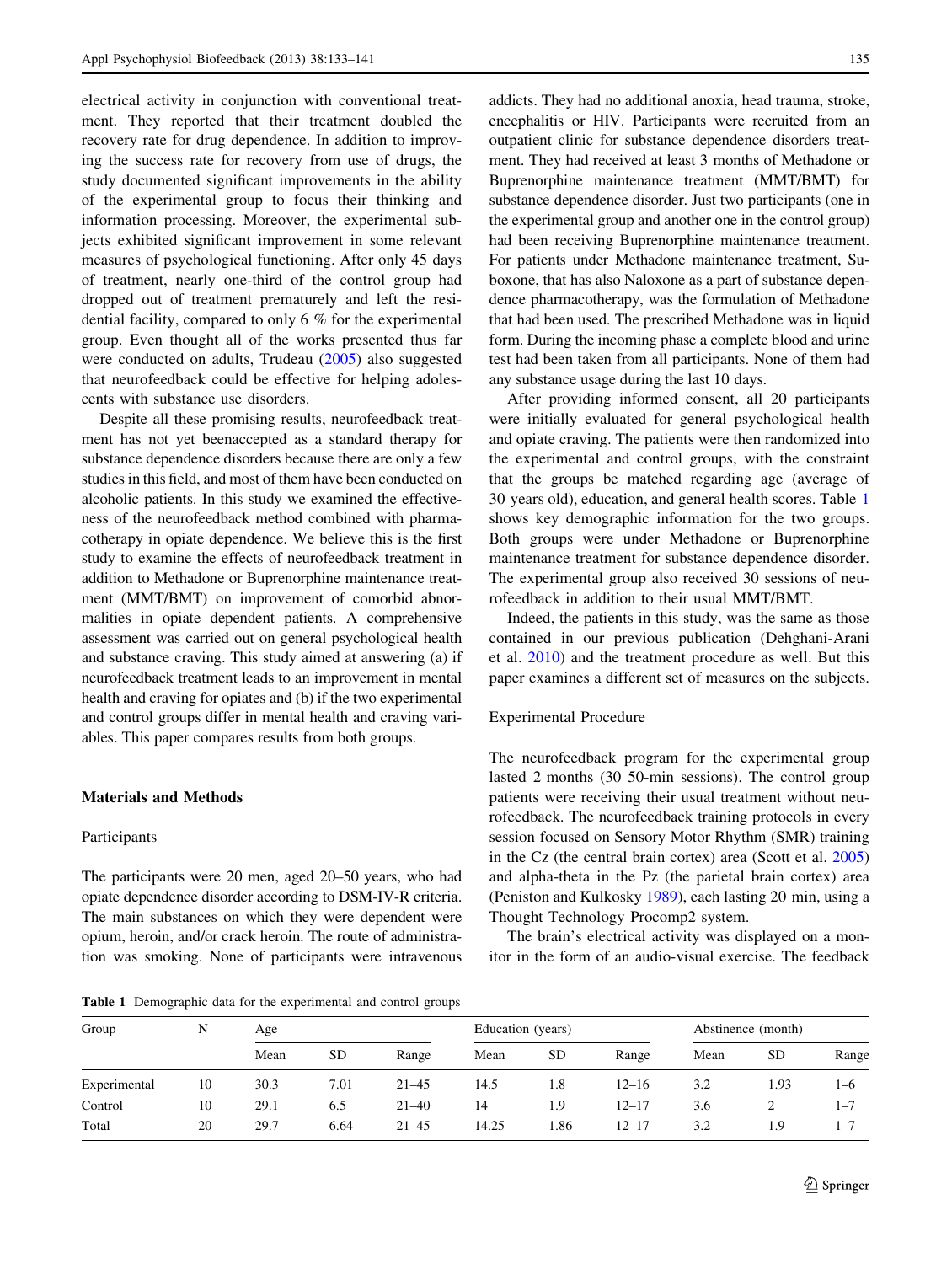electrical activity in conjunction with conventional treatment. They reported that their treatment doubled the recovery rate for drug dependence. In addition to improving the success rate for recovery from use of drugs, the study documented significant improvements in the ability of the experimental group to focus their thinking and information processing. Moreover, the experimental subjects exhibited significant improvement in some relevant measures of psychological functioning. After only 45 days of treatment, nearly one-third of the control group had dropped out of treatment prematurely and left the residential facility, compared to only 6 % for the experimental group. Even thought all of the works presented thus far were conducted on adults, Trudeau (2005) also suggested that neurofeedback could be effective for helping adolescents with substance use disorders.

Despite all these promising results, neurofeedback treatment has not yet beenaccepted as a standard therapy for substance dependence disorders because there are only a few studies in this field, and most of them have been conducted on alcoholic patients. In this study we examined the effectiveness of the neurofeedback method combined with pharmacotherapy in opiate dependence. We believe this is the first study to examine the effects of neurofeedback treatment in addition to Methadone or Buprenorphine maintenance treatment (MMT/BMT) on improvement of comorbid abnormalities in opiate dependent patients. A comprehensive assessment was carried out on general psychological health and substance craving. This study aimed at answering (a) if neurofeedback treatment leads to an improvement in mental health and craving for opiates and (b) if the two experimental and control groups differ in mental health and craving variables. This paper compares results from both groups.

## Materials and Methods

### Participants

The participants were 20 men, aged 20–50 years, who had opiate dependence disorder according to DSM-IV-R criteria. The main substances on which they were dependent were opium, heroin, and/or crack heroin. The route of administration was smoking. None of participants were intravenous addicts. They had no additional anoxia, head trauma, stroke, encephalitis or HIV. Participants were recruited from an outpatient clinic for substance dependence disorders treatment. They had received at least 3 months of Methadone or Buprenorphine maintenance treatment (MMT/BMT) for substance dependence disorder. Just two participants (one in the experimental group and another one in the control group) had been receiving Buprenorphine maintenance treatment. For patients under Methadone maintenance treatment, Suboxone, that has also Naloxone as a part of substance dependence pharmacotherapy, was the formulation of Methadone that had been used. The prescribed Methadone was in liquid form. During the incoming phase a complete blood and urine test had been taken from all participants. None of them had any substance usage during the last 10 days.

After providing informed consent, all 20 participants were initially evaluated for general psychological health and opiate craving. The patients were then randomized into the experimental and control groups, with the constraint that the groups be matched regarding age (average of 30 years old), education, and general health scores. Table 1 shows key demographic information for the two groups. Both groups were under Methadone or Buprenorphine maintenance treatment for substance dependence disorder. The experimental group also received 30 sessions of neurofeedback in addition to their usual MMT/BMT.

Indeed, the patients in this study, was the same as those contained in our previous publication (Dehghani-Arani et al. 2010) and the treatment procedure as well. But this paper examines a different set of measures on the subjects.

### Experimental Procedure

The neurofeedback program for the experimental group lasted 2 months (30 50-min sessions). The control group patients were receiving their usual treatment without neurofeedback. The neurofeedback training protocols in every session focused on Sensory Motor Rhythm (SMR) training in the Cz (the central brain cortex) area (Scott et al. 2005) and alpha-theta in the Pz (the parietal brain cortex) area (Peniston and Kulkosky 1989), each lasting 20 min, using a Thought Technology Procomp2 system.

The brain's electrical activity was displayed on a monitor in the form of an audio-visual exercise. The feedback

**Table 1** Demographic data for the experimental and control groups

| Group | N | Age | | | Education (years) | | | Abstinence (month) | | |
|---|---|---|---|---|---|---|---|---|---|---|
| | | Mean | SD | Range | Mean | SD | Range | Mean | SD | Range |
| Experimental | 10 | 30.3 | 7.01 | 21–45 | 14.5 | 1.8 | 12–16 | 3.2 | 1.93 | 1–6 |
| Control | 10 | 29.1 | 6.5 | 21–40 | 14 | 1.9 | 12–17 | 3.6 | 2 | 1–7 |
| Total | 20 | 29.7 | 6.64 | 21–45 | 14.25 | 1.86 | 12–17 | 3.2 | 1.9 | 1–7 |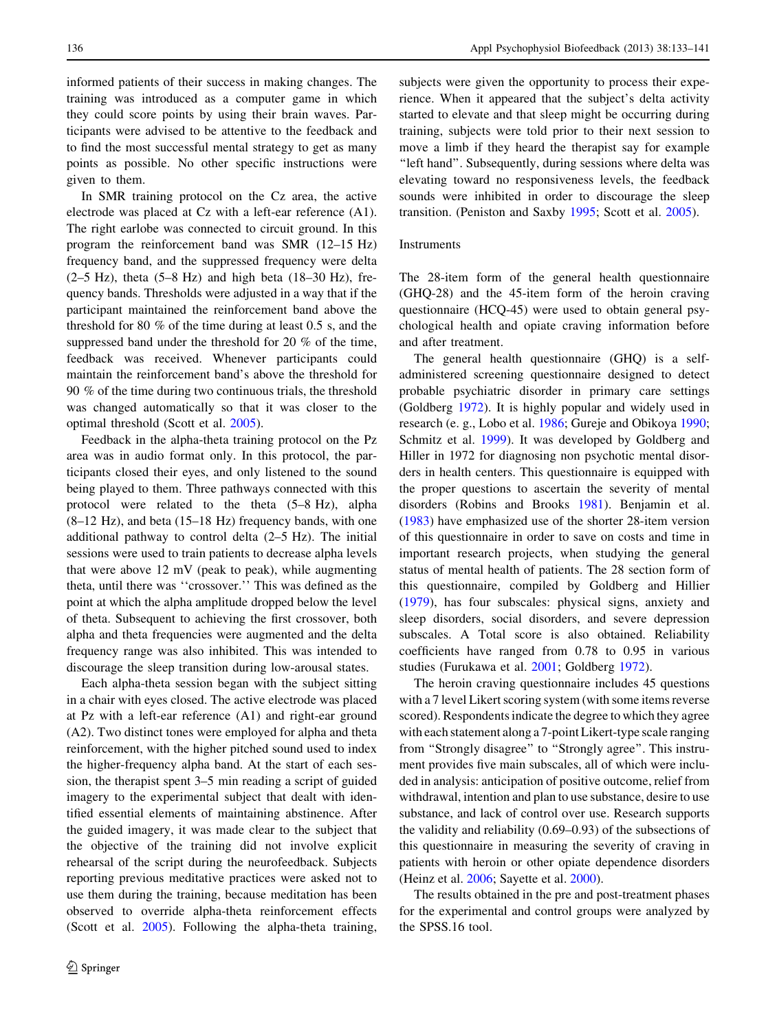informed patients of their success in making changes. The training was introduced as a computer game in which they could score points by using their brain waves. Participants were advised to be attentive to the feedback and to find the most successful mental strategy to get as many points as possible. No other specific instructions were given to them.

In SMR training protocol on the Cz area, the active electrode was placed at Cz with a left-ear reference (A1). The right earlobe was connected to circuit ground. In this program the reinforcement band was SMR (12–15 Hz) frequency band, and the suppressed frequency were delta (2–5 Hz), theta (5–8 Hz) and high beta (18–30 Hz), frequency bands. Thresholds were adjusted in a way that if the participant maintained the reinforcement band above the threshold for 80 % of the time during at least 0.5 s, and the suppressed band under the threshold for 20 % of the time, feedback was received. Whenever participants could maintain the reinforcement band's above the threshold for 90 % of the time during two continuous trials, the threshold was changed automatically so that it was closer to the optimal threshold (Scott et al. 2005).

Feedback in the alpha-theta training protocol on the Pz area was in audio format only. In this protocol, the participants closed their eyes, and only listened to the sound being played to them. Three pathways connected with this protocol were related to the theta (5–8 Hz), alpha (8–12 Hz), and beta (15–18 Hz) frequency bands, with one additional pathway to control delta (2–5 Hz). The initial sessions were used to train patients to decrease alpha levels that were above 12 mV (peak to peak), while augmenting theta, until there was ''crossover.'' This was defined as the point at which the alpha amplitude dropped below the level of theta. Subsequent to achieving the first crossover, both alpha and theta frequencies were augmented and the delta frequency range was also inhibited. This was intended to discourage the sleep transition during low-arousal states.

Each alpha-theta session began with the subject sitting in a chair with eyes closed. The active electrode was placed at Pz with a left-ear reference (A1) and right-ear ground (A2). Two distinct tones were employed for alpha and theta reinforcement, with the higher pitched sound used to index the higher-frequency alpha band. At the start of each session, the therapist spent 3–5 min reading a script of guided imagery to the experimental subject that dealt with identified essential elements of maintaining abstinence. After the guided imagery, it was made clear to the subject that the objective of the training did not involve explicit rehearsal of the script during the neurofeedback. Subjects reporting previous meditative practices were asked not to use them during the training, because meditation has been observed to override alpha-theta reinforcement effects (Scott et al. 2005). Following the alpha-theta training, subjects were given the opportunity to process their experience. When it appeared that the subject's delta activity started to elevate and that sleep might be occurring during training, subjects were told prior to their next session to move a limb if they heard the therapist say for example "left hand". Subsequently, during sessions where delta was elevating toward no responsiveness levels, the feedback sounds were inhibited in order to discourage the sleep transition. (Peniston and Saxby 1995; Scott et al. 2005).

## Instruments

The 28-item form of the general health questionnaire (GHQ-28) and the 45-item form of the heroin craving questionnaire (HCQ-45) were used to obtain general psychological health and opiate craving information before and after treatment.

The general health questionnaire (GHQ) is a self-administered screening questionnaire designed to detect probable psychiatric disorder in primary care settings (Goldberg 1972). It is highly popular and widely used in research (e. g., Lobo et al. 1986; Gureje and Obikoya 1990; Schmitz et al. 1999). It was developed by Goldberg and Hiller in 1972 for diagnosing non psychotic mental disorders in health centers. This questionnaire is equipped with the proper questions to ascertain the severity of mental disorders (Robins and Brooks 1981). Benjamin et al. (1983) have emphasized use of the shorter 28-item version of this questionnaire in order to save on costs and time in important research projects, when studying the general status of mental health of patients. The 28 section form of this questionnaire, compiled by Goldberg and Hillier (1979), has four subscales: physical signs, anxiety and sleep disorders, social disorders, and severe depression subscales. A Total score is also obtained. Reliability coefficients have ranged from 0.78 to 0.95 in various studies (Furukawa et al. 2001; Goldberg 1972).

The heroin craving questionnaire includes 45 questions with a 7 level Likert scoring system (with some items reverse scored). Respondents indicate the degree to which they agree with each statement along a 7-point Likert-type scale ranging from "Strongly disagree" to "Strongly agree". This instrument provides five main subscales, all of which were included in analysis: anticipation of positive outcome, relief from withdrawal, intention and plan to use substance, desire to use substance, and lack of control over use. Research supports the validity and reliability (0.69–0.93) of the subsections of this questionnaire in measuring the severity of craving in patients with heroin or other opiate dependence disorders (Heinz et al. 2006; Sayette et al. 2000).

The results obtained in the pre and post-treatment phases for the experimental and control groups were analyzed by the SPSS.16 tool.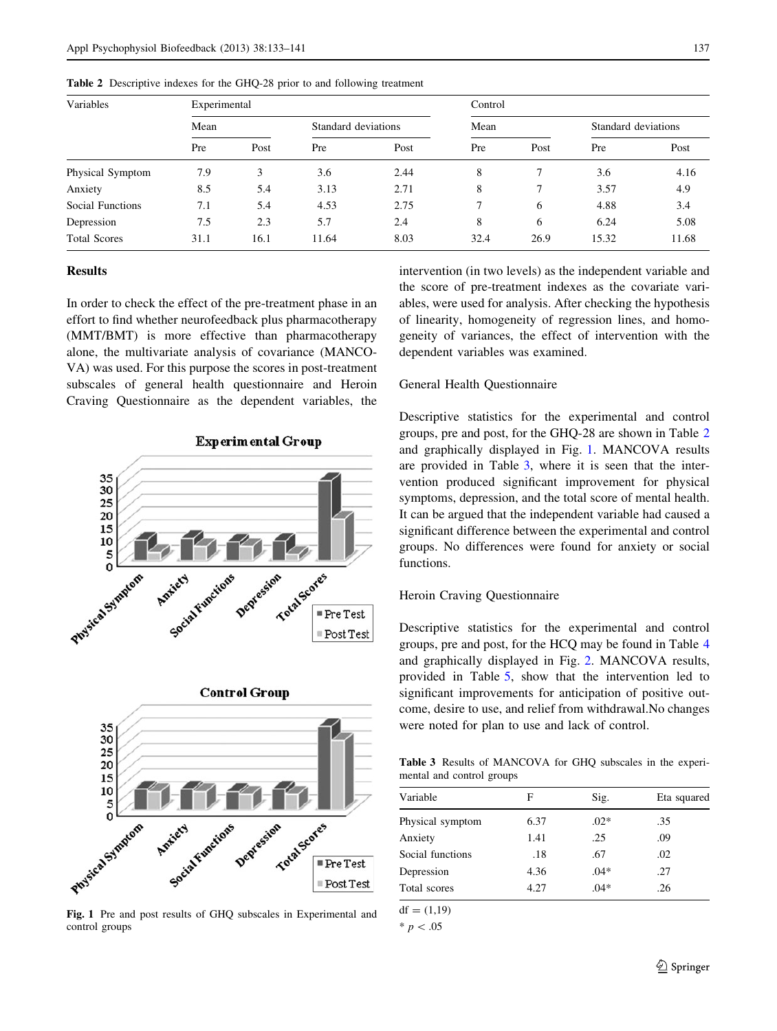**Table 2** Descriptive indexes for the GHQ-28 prior to and following treatment

| Variables | Experimental | | | | Control | | | |
|---|---|---|---|---|---|---|---|---|
| | Mean | | Standard deviations | | Mean | | Standard deviations | |
| | Pre | Post | Pre | Post | Pre | Post | Pre | Post |
| Physical Symptom | 7.9 | 3 | 3.6 | 2.44 | 8 | 7 | 3.6 | 4.16 |
| Anxiety | 8.5 | 5.4 | 3.13 | 2.71 | 8 | 7 | 3.57 | 4.9 |
| Social Functions | 7.1 | 5.4 | 4.53 | 2.75 | 7 | 6 | 4.88 | 3.4 |
| Depression | 7.5 | 2.3 | 5.7 | 2.4 | 8 | 6 | 6.24 | 5.08 |
| Total Scores | 31.1 | 16.1 | 11.64 | 8.03 | 32.4 | 26.9 | 15.32 | 11.68 |

## Results

In order to check the effect of the pre-treatment phase in an effort to find whether neurofeedback plus pharmacotherapy (MMT/BMT) is more effective than pharmacotherapy alone, the multivariate analysis of covariance (MANCOVA) was used. For this purpose the scores in post-treatment subscales of general health questionnaire and Heroin Craving Questionnaire as the dependent variables, the intervention (in two levels) as the independent variable and the score of pre-treatment indexes as the covariate variables, were used for analysis. After checking the hypothesis of linearity, homogeneity of regression lines, and homogeneity of variances, the effect of intervention with the dependent variables was examined.

Fig. 1 Pre and post results of GHQ subscales in Experimental and control groups

### General Health Questionnaire

Descriptive statistics for the experimental and control groups, pre and post, for the GHQ-28 are shown in Table 2 and graphically displayed in Fig. 1. MANCOVA results are provided in Table 3, where it is seen that the intervention produced significant improvement for physical symptoms, depression, and the total score of mental health. It can be argued that the independent variable had caused a significant difference between the experimental and control groups. No differences were found for anxiety or social functions.

### Heroin Craving Questionnaire

Descriptive statistics for the experimental and control groups, pre and post, for the HCQ may be found in Table 4 and graphically displayed in Fig. 2. MANCOVA results, provided in Table 5, show that the intervention led to significant improvements for anticipation of positive outcome, desire to use, and relief from withdrawal.No changes were noted for plan to use and lack of control.

**Table 3** Results of MANCOVA for GHQ subscales in the experimental and control groups

| Variable | F | Sig. | Eta squared |
|---|---|---|---|
| Physical symptom | 6.37 | .02* | .35 |
| Anxiety | 1.41 | .25 | .09 |
| Social functions | .18 | .67 | .02 |
| Depression | 4.36 | .04* | .27 |
| Total scores | 4.27 | .04* | .26 |

df = (1,19)

* $p < .05$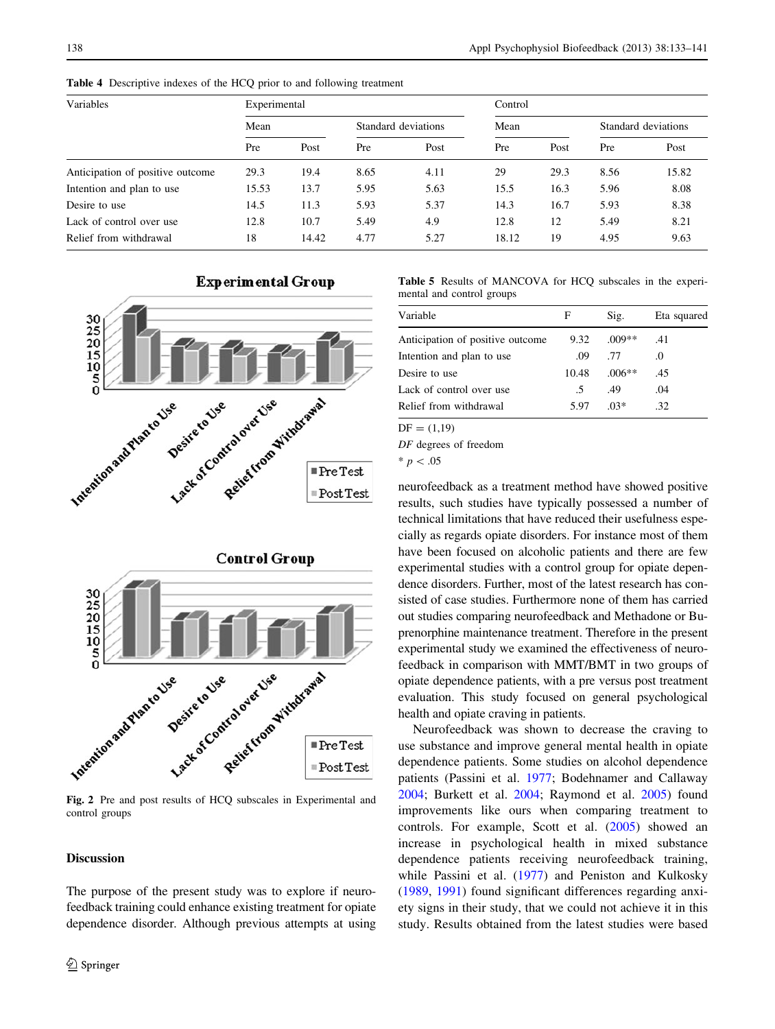Table 4 Descriptive indexes of the HCQ prior to and following treatment

| Variables | Experimental | | | | Control | | | |
|---|---|---|---|---|---|---|---|---|
| | Mean | | Standard deviations | | Mean | | Standard deviations | |
| | Pre | Post | Pre | Post | Pre | Post | Pre | Post |
| Anticipation of positive outcome | 29.3 | 19.4 | 8.65 | 4.11 | 29 | 29.3 | 8.56 | 15.82 |
| Intention and plan to use | 15.53 | 13.7 | 5.95 | 5.63 | 15.5 | 16.3 | 5.96 | 8.08 |
| Desire to use | 14.5 | 11.3 | 5.93 | 5.37 | 14.3 | 16.7 | 5.93 | 8.38 |
| Lack of control over use | 12.8 | 10.7 | 5.49 | 4.9 | 12.8 | 12 | 5.49 | 8.21 |
| Relief from withdrawal | 18 | 14.42 | 4.77 | 5.27 | 18.12 | 19 | 4.95 | 9.63 |

Fig. 2 Pre and post results of HCQ subscales in Experimental and control groups

Table 5 Results of MANCOVA for HCQ subscales in the experimental and control groups

| Variable | F | Sig. | Eta squared |
|---|---|---|---|
| Anticipation of positive outcome | 9.32 | .009** | .41 |
| Intention and plan to use | .09 | .77 | .0 |
| Desire to use | 10.48 | .006** | .45 |
| Lack of control over use | .5 | .49 | .04 |
| Relief from withdrawal | 5.97 | .03* | .32 |

DF = (1,19)

*DF* degrees of freedom

* $p < .05$

## Discussion

The purpose of the present study was to explore if neurofeedback training could enhance existing treatment for opiate dependence disorder. Although previous attempts at using neurofeedback as a treatment method have showed positive results, such studies have typically possessed a number of technical limitations that have reduced their usefulness especially as regards opiate disorders. For instance most of them have been focused on alcoholic patients and there are few experimental studies with a control group for opiate dependence disorders. Further, most of the latest research has consisted of case studies. Furthermore none of them has carried out studies comparing neurofeedback and Methadone or Buprenorphine maintenance treatment. Therefore in the present experimental study we examined the effectiveness of neurofeedback in comparison with MMT/BMT in two groups of opiate dependence patients, with a pre versus post treatment evaluation. This study focused on general psychological health and opiate craving in patients.

Neurofeedback was shown to decrease the craving to use substance and improve general mental health in opiate dependence patients. Some studies on alcohol dependence patients (Passini et al. 1977; Bodehnamer and Callaway 2004; Burkett et al. 2004; Raymond et al. 2005) found improvements like ours when comparing treatment to controls. For example, Scott et al. (2005) showed an increase in psychological health in mixed substance dependence patients receiving neurofeedback training, while Passini et al. (1977) and Peniston and Kulkosky (1989, 1991) found significant differences regarding anxiety signs in their study, that we could not achieve it in this study. Results obtained from the latest studies were based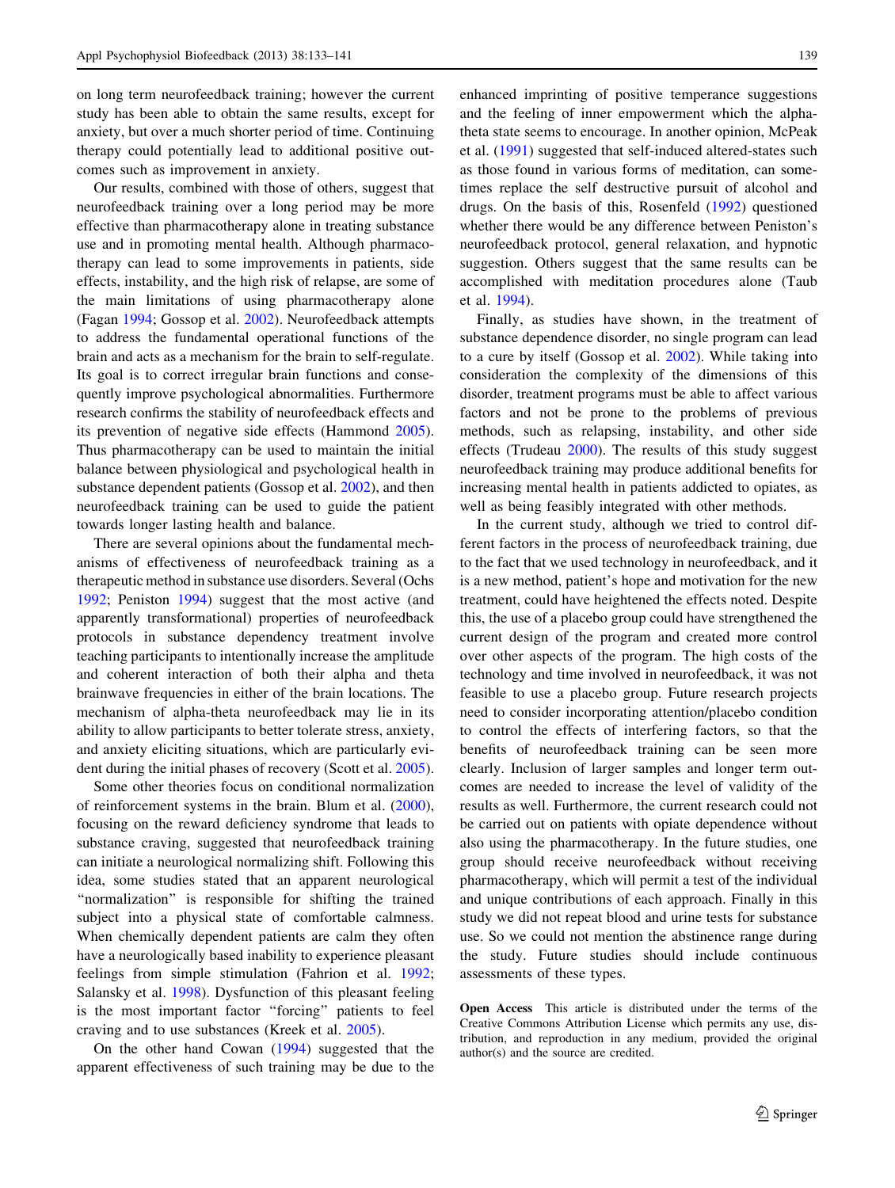on long term neurofeedback training; however the current study has been able to obtain the same results, except for anxiety, but over a much shorter period of time. Continuing therapy could potentially lead to additional positive outcomes such as improvement in anxiety.

Our results, combined with those of others, suggest that neurofeedback training over a long period may be more effective than pharmacotherapy alone in treating substance use and in promoting mental health. Although pharmacotherapy can lead to some improvements in patients, side effects, instability, and the high risk of relapse, are some of the main limitations of using pharmacotherapy alone (Fagan 1994; Gossop et al. 2002). Neurofeedback attempts to address the fundamental operational functions of the brain and acts as a mechanism for the brain to self-regulate. Its goal is to correct irregular brain functions and consequently improve psychological abnormalities. Furthermore research confirms the stability of neurofeedback effects and its prevention of negative side effects (Hammond 2005). Thus pharmacotherapy can be used to maintain the initial balance between physiological and psychological health in substance dependent patients (Gossop et al. 2002), and then neurofeedback training can be used to guide the patient towards longer lasting health and balance.

There are several opinions about the fundamental mechanisms of effectiveness of neurofeedback training as a therapeutic method in substance use disorders. Several (Ochs 1992; Peniston 1994) suggest that the most active (and apparently transformational) properties of neurofeedback protocols in substance dependency treatment involve teaching participants to intentionally increase the amplitude and coherent interaction of both their alpha and theta brainwave frequencies in either of the brain locations. The mechanism of alpha-theta neurofeedback may lie in its ability to allow participants to better tolerate stress, anxiety, and anxiety eliciting situations, which are particularly evident during the initial phases of recovery (Scott et al. 2005).

Some other theories focus on conditional normalization of reinforcement systems in the brain. Blum et al. (2000), focusing on the reward deficiency syndrome that leads to substance craving, suggested that neurofeedback training can initiate a neurological normalizing shift. Following this idea, some studies stated that an apparent neurological "normalization" is responsible for shifting the trained subject into a physical state of comfortable calmness. When chemically dependent patients are calm they often have a neurologically based inability to experience pleasant feelings from simple stimulation (Fahrion et al. 1992; Salansky et al. 1998). Dysfunction of this pleasant feeling is the most important factor "forcing" patients to feel craving and to use substances (Kreek et al. 2005).

On the other hand Cowan (1994) suggested that the apparent effectiveness of such training may be due to the enhanced imprinting of positive temperance suggestions and the feeling of inner empowerment which the alpha-theta state seems to encourage. In another opinion, McPeak et al. (1991) suggested that self-induced altered-states such as those found in various forms of meditation, can sometimes replace the self destructive pursuit of alcohol and drugs. On the basis of this, Rosenfeld (1992) questioned whether there would be any difference between Peniston's neurofeedback protocol, general relaxation, and hypnotic suggestion. Others suggest that the same results can be accomplished with meditation procedures alone (Taub et al. 1994).

Finally, as studies have shown, in the treatment of substance dependence disorder, no single program can lead to a cure by itself (Gossop et al. 2002). While taking into consideration the complexity of the dimensions of this disorder, treatment programs must be able to affect various factors and not be prone to the problems of previous methods, such as relapsing, instability, and other side effects (Trudeau 2000). The results of this study suggest neurofeedback training may produce additional benefits for increasing mental health in patients addicted to opiates, as well as being feasibly integrated with other methods.

In the current study, although we tried to control different factors in the process of neurofeedback training, due to the fact that we used technology in neurofeedback, and it is a new method, patient's hope and motivation for the new treatment, could have heightened the effects noted. Despite this, the use of a placebo group could have strengthened the current design of the program and created more control over other aspects of the program. The high costs of the technology and time involved in neurofeedback, it was not feasible to use a placebo group. Future research projects need to consider incorporating attention/placebo condition to control the effects of interfering factors, so that the benefits of neurofeedback training can be seen more clearly. Inclusion of larger samples and longer term outcomes are needed to increase the level of validity of the results as well. Furthermore, the current research could not be carried out on patients with opiate dependence without also using the pharmacotherapy. In the future studies, one group should receive neurofeedback without receiving pharmacotherapy, which will permit a test of the individual and unique contributions of each approach. Finally in this study we did not repeat blood and urine tests for substance use. So we could not mention the abstinence range during the study. Future studies should include continuous assessments of these types.

**Open Access** This article is distributed under the terms of the Creative Commons Attribution License which permits any use, distribution, and reproduction in any medium, provided the original author(s) and the source are credited.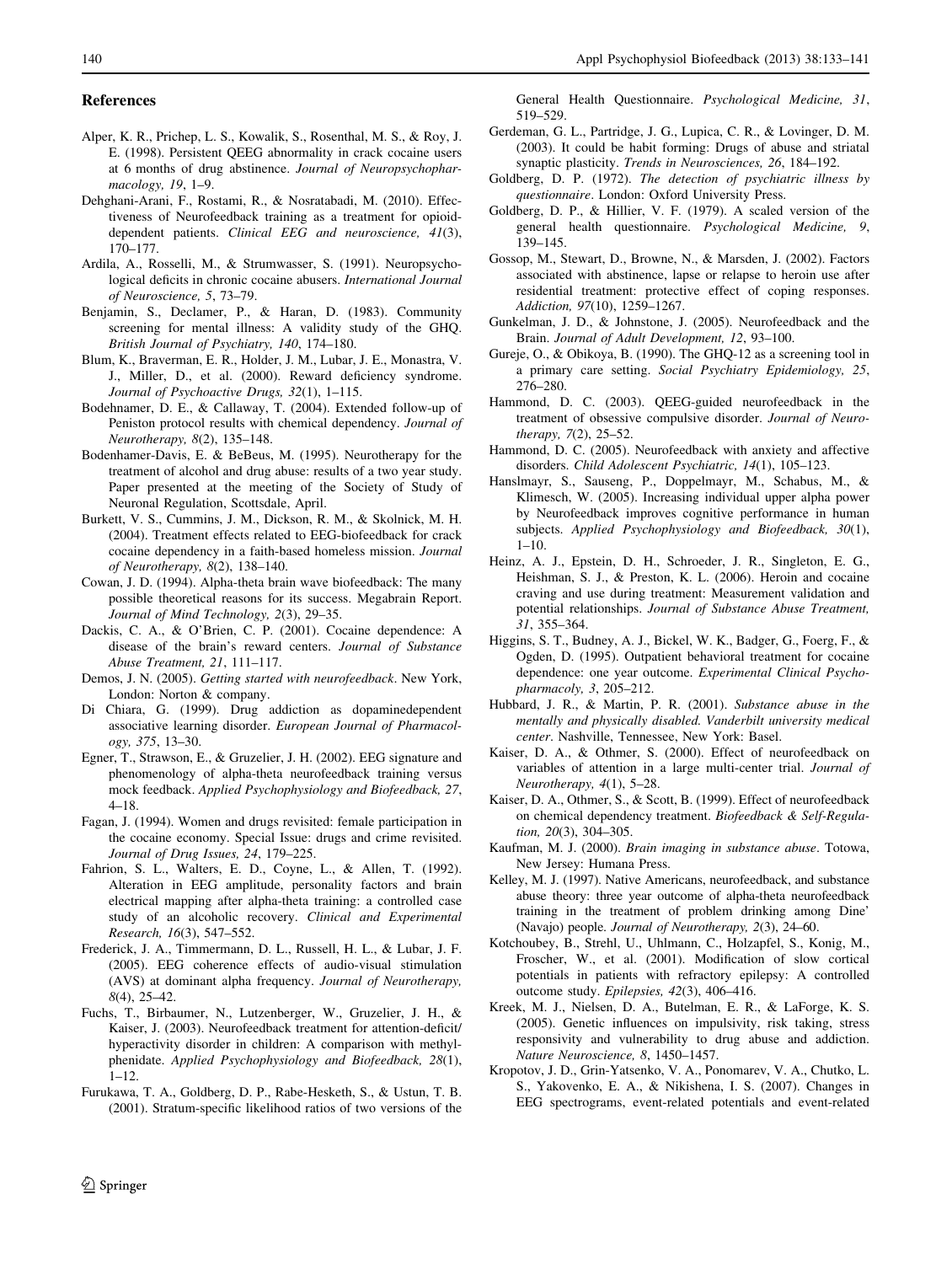## References

Alper, K. R., Prichep, L. S., Kowalik, S., Rosenthal, M. S., & Roy, J. E. (1998). Persistent QEEG abnormality in crack cocaine users at 6 months of drug abstinence. *Journal of Neuropsychopharmacology, 19*, 1–9.

Dehghani-Arani, F., Rostami, R., & Nosratabadi, M. (2010). Effectiveness of Neurofeedback training as a treatment for opioid-dependent patients. *Clinical EEG and neuroscience, 41*(3), 170–177.

Ardila, A., Rosselli, M., & Strumwasser, S. (1991). Neuropsychological deficits in chronic cocaine abusers. *International Journal of Neuroscience, 5*, 73–79.

Benjamin, S., Declamer, P., & Haran, D. (1983). Community screening for mental illness: A validity study of the GHQ. *British Journal of Psychiatry, 140*, 174–180.

Blum, K., Braverman, E. R., Holder, J. M., Lubar, J. E., Monastra, V. J., Miller, D., et al. (2000). Reward deficiency syndrome. *Journal of Psychoactive Drugs, 32*(1), 1–115.

Bodehnamer, D. E., & Callaway, T. (2004). Extended follow-up of Peniston protocol results with chemical dependency. *Journal of Neurotherapy, 8*(2), 135–148.

Bodenhamer-Davis, E. & BeBeus, M. (1995). Neurotherapy for the treatment of alcohol and drug abuse: results of a two year study. Paper presented at the meeting of the Society of Study of Neuronal Regulation, Scottsdale, April.

Burkett, V. S., Cummins, J. M., Dickson, R. M., & Skolnick, M. H. (2004). Treatment effects related to EEG-biofeedback for crack cocaine dependency in a faith-based homeless mission. *Journal of Neurotherapy, 8*(2), 138–140.

Cowan, J. D. (1994). Alpha-theta brain wave biofeedback: The many possible theoretical reasons for its success. Megabrain Report. *Journal of Mind Technology, 2*(3), 29–35.

Dackis, C. A., & O'Brien, C. P. (2001). Cocaine dependence: A disease of the brain's reward centers. *Journal of Substance Abuse Treatment, 21*, 111–117.

Demos, J. N. (2005). *Getting started with neurofeedback*. New York, London: Norton & company.

Di Chiara, G. (1999). Drug addiction as dopaminedependent associative learning disorder. *European Journal of Pharmacology, 375*, 13–30.

Egner, T., Strawson, E., & Gruzelier, J. H. (2002). EEG signature and phenomenology of alpha-theta neurofeedback training versus mock feedback. *Applied Psychophysiology and Biofeedback, 27*, 4–18.

Fagan, J. (1994). Women and drugs revisited: female participation in the cocaine economy. Special Issue: drugs and crime revisited. *Journal of Drug Issues, 24*, 179–225.

Fahrion, S. L., Walters, E. D., Coyne, L., & Allen, T. (1992). Alteration in EEG amplitude, personality factors and brain electrical mapping after alpha-theta training: a controlled case study of an alcoholic recovery. *Clinical and Experimental Research, 16*(3), 547–552.

Frederick, J. A., Timmermann, D. L., Russell, H. L., & Lubar, J. F. (2005). EEG coherence effects of audio-visual stimulation (AVS) at dominant alpha frequency. *Journal of Neurotherapy, 8*(4), 25–42.

Fuchs, T., Birbaumer, N., Lutzenberger, W., Gruzelier, J. H., & Kaiser, J. (2003). Neurofeedback treatment for attention-deficit/hyperactivity disorder in children: A comparison with methylphenidate. *Applied Psychophysiology and Biofeedback, 28*(1), 1–12.

Furukawa, T. A., Goldberg, D. P., Rabe-Hesketh, S., & Ustun, T. B. (2001). Stratum-specific likelihood ratios of two versions of the General Health Questionnaire. *Psychological Medicine, 31*, 519–529.

Gerdeman, G. L., Partridge, J. G., Lupica, C. R., & Lovinger, D. M. (2003). It could be habit forming: Drugs of abuse and striatal synaptic plasticity. *Trends in Neurosciences, 26*, 184–192.

Goldberg, D. P. (1972). *The detection of psychiatric illness by questionnaire*. London: Oxford University Press.

Goldberg, D. P., & Hillier, V. F. (1979). A scaled version of the general health questionnaire. *Psychological Medicine, 9*, 139–145.

Gossop, M., Stewart, D., Browne, N., & Marsden, J. (2002). Factors associated with abstinence, lapse or relapse to heroin use after residential treatment: protective effect of coping responses. *Addiction, 97*(10), 1259–1267.

Gunkelman, J. D., & Johnstone, J. (2005). Neurofeedback and the Brain. *Journal of Adult Development, 12*, 93–100.

Gureje, O., & Obikoya, B. (1990). The GHQ-12 as a screening tool in a primary care setting. *Social Psychiatry Epidemiology, 25*, 276–280.

Hammond, D. C. (2003). QEEG-guided neurofeedback in the treatment of obsessive compulsive disorder. *Journal of Neurotherapy, 7*(2), 25–52.

Hammond, D. C. (2005). Neurofeedback with anxiety and affective disorders. *Child Adolescent Psychiatric, 14*(1), 105–123.

Hanslmayr, S., Sauseng, P., Doppelmayr, M., Schabus, M., & Klimesch, W. (2005). Increasing individual upper alpha power by Neurofeedback improves cognitive performance in human subjects. *Applied Psychophysiology and Biofeedback, 30*(1), 1–10.

Heinz, A. J., Epstein, D. H., Schroeder, J. R., Singleton, E. G., Heishman, S. J., & Preston, K. L. (2006). Heroin and cocaine craving and use during treatment: Measurement validation and potential relationships. *Journal of Substance Abuse Treatment, 31*, 355–364.

Higgins, S. T., Budney, A. J., Bickel, W. K., Badger, G., Foerg, F., & Ogden, D. (1995). Outpatient behavioral treatment for cocaine dependence: one year outcome. *Experimental Clinical Psychopharmacoly, 3*, 205–212.

Hubbard, J. R., & Martin, P. R. (2001). *Substance abuse in the mentally and physically disabled. Vanderbilt university medical center*. Nashville, Tennessee, New York: Basel.

Kaiser, D. A., & Othmer, S. (2000). Effect of neurofeedback on variables of attention in a large multi-center trial. *Journal of Neurotherapy, 4*(1), 5–28.

Kaiser, D. A., Othmer, S., & Scott, B. (1999). Effect of neurofeedback on chemical dependency treatment. *Biofeedback & Self-Regulation, 20*(3), 304–305.

Kaufman, M. J. (2000). *Brain imaging in substance abuse*. Totowa, New Jersey: Humana Press.

Kelley, M. J. (1997). Native Americans, neurofeedback, and substance abuse theory: three year outcome of alpha-theta neurofeedback training in the treatment of problem drinking among Dine' (Navajo) people. *Journal of Neurotherapy, 2*(3), 24–60.

Kotchoubey, B., Strehl, U., Uhlmann, C., Holzapfel, S., Konig, M., Froscher, W., et al. (2001). Modification of slow cortical potentials in patients with refractory epilepsy: A controlled outcome study. *Epilepsies, 42*(3), 406–416.

Kreek, M. J., Nielsen, D. A., Butelman, E. R., & LaForge, K. S. (2005). Genetic influences on impulsivity, risk taking, stress responsivity and vulnerability to drug abuse and addiction. *Nature Neuroscience, 8*, 1450–1457.

Kropotov, J. D., Grin-Yatsenko, V. A., Ponomarev, V. A., Chutko, L. S., Yakovenko, E. A., & Nikishena, I. S. (2007). Changes in EEG spectrograms, event-related potentials and event-related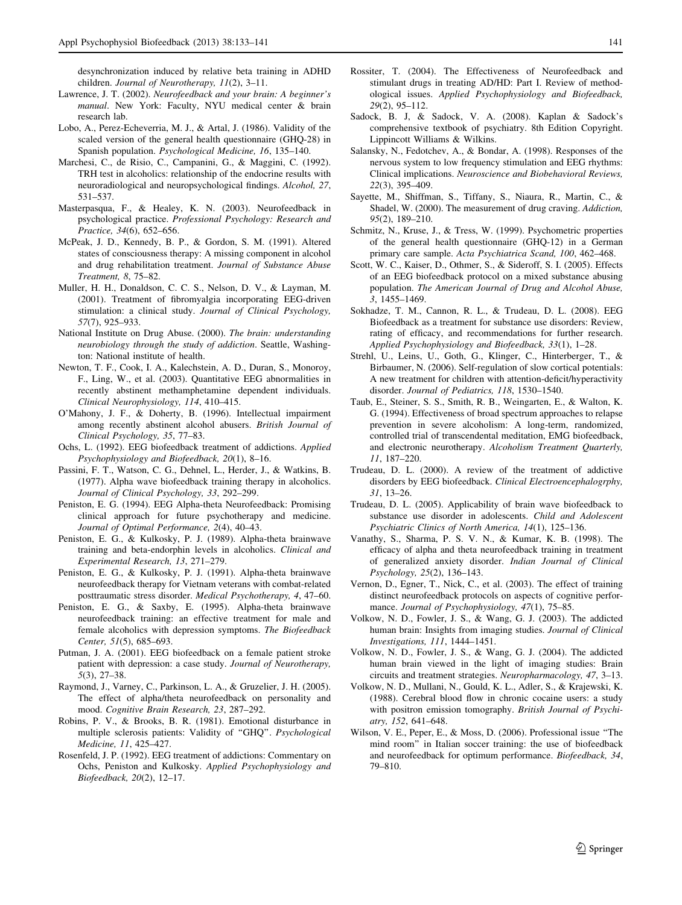desynchronization induced by relative beta training in ADHD children. *Journal of Neurotherapy, 11*(2), 3–11.

Lawrence, J. T. (2002). *Neurofeedback and your brain: A beginner's manual*. New York: Faculty, NYU medical center & brain research lab.

Lobo, A., Perez-Echeverria, M. J., & Artal, J. (1986). Validity of the scaled version of the general health questionnaire (GHQ-28) in Spanish population. *Psychological Medicine, 16*, 135–140.

Marchesi, C., de Risio, C., Campanini, G., & Maggini, C. (1992). TRH test in alcoholics: relationship of the endocrine results with neuroradiological and neuropsychological findings. *Alcohol, 27*, 531–537.

Masterpasqua, F., & Healey, K. N. (2003). Neurofeedback in psychological practice. *Professional Psychology: Research and Practice, 34*(6), 652–656.

McPeak, J. D., Kennedy, B. P., & Gordon, S. M. (1991). Altered states of consciousness therapy: A missing component in alcohol and drug rehabilitation treatment. *Journal of Substance Abuse Treatment, 8*, 75–82.

Muller, H. H., Donaldson, C. C. S., Nelson, D. V., & Layman, M. (2001). Treatment of fibromyalgia incorporating EEG-driven stimulation: a clinical study. *Journal of Clinical Psychology, 57*(7), 925–933.

National Institute on Drug Abuse. (2000). *The brain: understanding neurobiology through the study of addiction*. Seattle, Washington: National institute of health.

Newton, T. F., Cook, I. A., Kalechstein, A. D., Duran, S., Monoroy, F., Ling, W., et al. (2003). Quantitative EEG abnormalities in recently abstinent methamphetamine dependent individuals. *Clinical Neurophysiology, 114*, 410–415.

O'Mahony, J. F., & Doherty, B. (1996). Intellectual impairment among recently abstinent alcohol abusers. *British Journal of Clinical Psychology, 35*, 77–83.

Ochs, L. (1992). EEG biofeedback treatment of addictions. *Applied Psychophysiology and Biofeedback, 20*(1), 8–16.

Passini, F. T., Watson, C. G., Dehnel, L., Herder, J., & Watkins, B. (1977). Alpha wave biofeedback training therapy in alcoholics. *Journal of Clinical Psychology, 33*, 292–299.

Peniston, E. G. (1994). EEG Alpha-theta Neurofeedback: Promising clinical approach for future psychotherapy and medicine. *Journal of Optimal Performance, 2*(4), 40–43.

Peniston, E. G., & Kulkosky, P. J. (1989). Alpha-theta brainwave training and beta-endorphin levels in alcoholics. *Clinical and Experimental Research, 13*, 271–279.

Peniston, E. G., & Kulkosky, P. J. (1991). Alpha-theta brainwave neurofeedback therapy for Vietnam veterans with combat-related posttraumatic stress disorder. *Medical Psychotherapy, 4*, 47–60.

Peniston, E. G., & Saxby, E. (1995). Alpha-theta brainwave neurofeedback training: an effective treatment for male and female alcoholics with depression symptoms. *The Biofeedback Center, 51*(5), 685–693.

Putman, J. A. (2001). EEG biofeedback on a female patient stroke patient with depression: a case study. *Journal of Neurotherapy, 5*(3), 27–38.

Raymond, J., Varney, C., Parkinson, L. A., & Gruzelier, J. H. (2005). The effect of alpha/theta neurofeedback on personality and mood. *Cognitive Brain Research, 23*, 287–292.

Robins, P. V., & Brooks, B. R. (1981). Emotional disturbance in multiple sclerosis patients: Validity of "GHQ". *Psychological Medicine, 11*, 425–427.

Rosenfeld, J. P. (1992). EEG treatment of addictions: Commentary on Ochs, Peniston and Kulkosky. *Applied Psychophysiology and Biofeedback, 20*(2), 12–17.

Rossiter, T. (2004). The Effectiveness of Neurofeedback and stimulant drugs in treating AD/HD: Part I. Review of methodological issues. *Applied Psychophysiology and Biofeedback, 29*(2), 95–112.

Sadock, B. J, & Sadock, V. A. (2008). Kaplan & Sadock's comprehensive textbook of psychiatry. 8th Edition Copyright. Lippincott Williams & Wilkins.

Salansky, N., Fedotchev, A., & Bondar, A. (1998). Responses of the nervous system to low frequency stimulation and EEG rhythms: Clinical implications. *Neuroscience and Biobehavioral Reviews, 22*(3), 395–409.

Sayette, M., Shiffman, S., Tiffany, S., Niaura, R., Martin, C., & Shadel, W. (2000). The measurement of drug craving. *Addiction, 95*(2), 189–210.

Schmitz, N., Kruse, J., & Tress, W. (1999). Psychometric properties of the general health questionnaire (GHQ-12) in a German primary care sample. *Acta Psychiatrica Scand, 100*, 462–468.

Scott, W. C., Kaiser, D., Othmer, S., & Sideroff, S. I. (2005). Effects of an EEG biofeedback protocol on a mixed substance abusing population. *The American Journal of Drug and Alcohol Abuse, 3*, 1455–1469.

Sokhadze, T. M., Cannon, R. L., & Trudeau, D. L. (2008). EEG Biofeedback as a treatment for substance use disorders: Review, rating of efficacy, and recommendations for further research. *Applied Psychophysiology and Biofeedback, 33*(1), 1–28.

Strehl, U., Leins, U., Goth, G., Klinger, C., Hinterberger, T., & Birbaumer, N. (2006). Self-regulation of slow cortical potentials: A new treatment for children with attention-deficit/hyperactivity disorder. *Journal of Pediatrics, 118*, 1530–1540.

Taub, E., Steiner, S. S., Smith, R. B., Weingarten, E., & Walton, K. G. (1994). Effectiveness of broad spectrum approaches to relapse prevention in severe alcoholism: A long-term, randomized, controlled trial of transcendental meditation, EMG biofeedback, and electronic neurotherapy. *Alcoholism Treatment Quarterly, 11*, 187–220.

Trudeau, D. L. (2000). A review of the treatment of addictive disorders by EEG biofeedback. *Clinical Electroencephalogrphy, 31*, 13–26.

Trudeau, D. L. (2005). Applicability of brain wave biofeedback to substance use disorder in adolescents. *Child and Adolescent Psychiatric Clinics of North America, 14*(1), 125–136.

Vanathy, S., Sharma, P. S. V. N., & Kumar, K. B. (1998). The efficacy of alpha and theta neurofeedback training in treatment of generalized anxiety disorder. *Indian Journal of Clinical Psychology, 25*(2), 136–143.

Vernon, D., Egner, T., Nick, C., et al. (2003). The effect of training distinct neurofeedback protocols on aspects of cognitive performance. *Journal of Psychophysiology, 47*(1), 75–85.

Volkow, N. D., Fowler, J. S., & Wang, G. J. (2003). The addicted human brain: Insights from imaging studies. *Journal of Clinical Investigations, 111*, 1444–1451.

Volkow, N. D., Fowler, J. S., & Wang, G. J. (2004). The addicted human brain viewed in the light of imaging studies: Brain circuits and treatment strategies. *Neuropharmacology, 47*, 3–13.

Volkow, N. D., Mullani, N., Gould, K. L., Adler, S., & Krajewski, K. (1988). Cerebral blood flow in chronic cocaine users: a study with positron emission tomography. *British Journal of Psychiatry, 152*, 641–648.

Wilson, V. E., Peper, E., & Moss, D. (2006). Professional issue "The mind room" in Italian soccer training: the use of biofeedback and neurofeedback for optimum performance. *Biofeedback, 34*, 79–810.